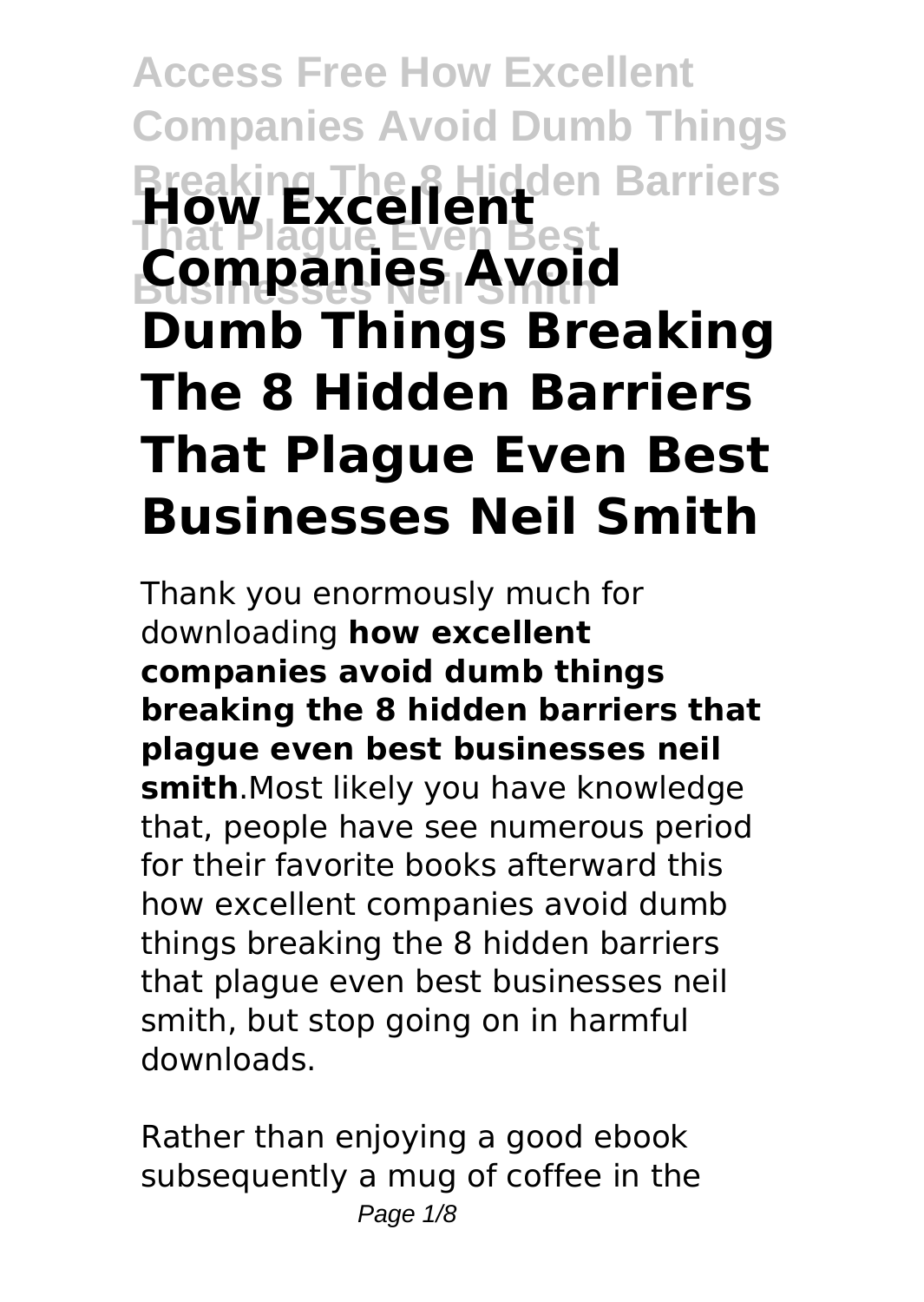# How Excellent Companies Avoid Dumb Things Breaking The 8 Hidden Barriers That Plague Even Best Businesses Neil Smith

Thank you enormously much for downloading **how excellent companies avoid dumb things breaking the 8 hidden barriers that plague even best businesses neil smith**.Most likely you have knowledge that, people have see numerous period for their favorite books afterward this how excellent companies avoid dumb things breaking the 8 hidden barriers that plague even best businesses neil smith, but stop going on in harmful downloads.

Rather than enjoying a good ebook subsequently a mug of coffee in the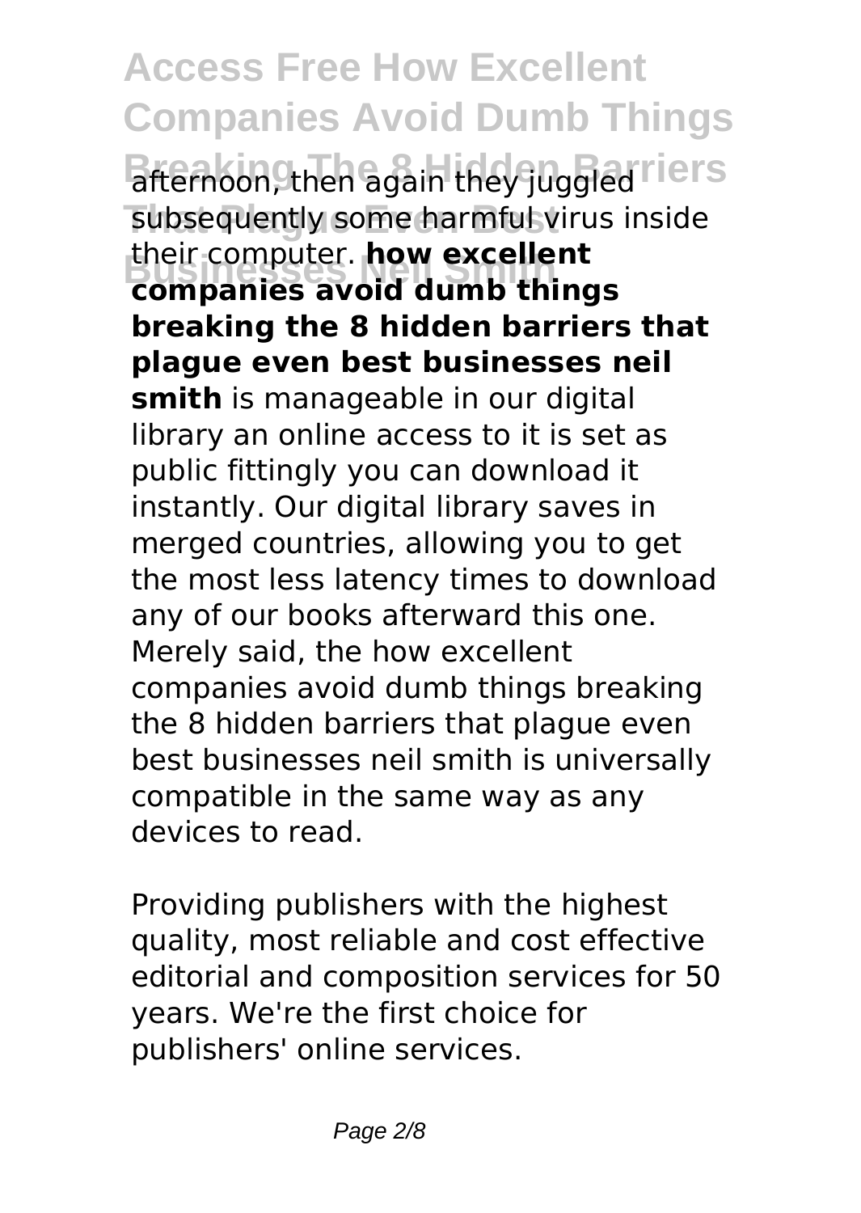afternoon, then again they juggled subsequently some harmful virus inside their computer. **how excellent companies avoid dumb things breaking the 8 hidden barriers that plague even best businesses neil smith** is manageable in our digital library an online access to it is set as public fittingly you can download it instantly. Our digital library saves in merged countries, allowing you to get the most less latency times to download any of our books afterward this one. Merely said, the how excellent companies avoid dumb things breaking the 8 hidden barriers that plague even best businesses neil smith is universally compatible in the same way as any devices to read.

Providing publishers with the highest quality, most reliable and cost effective editorial and composition services for 50 years. We're the first choice for publishers' online services.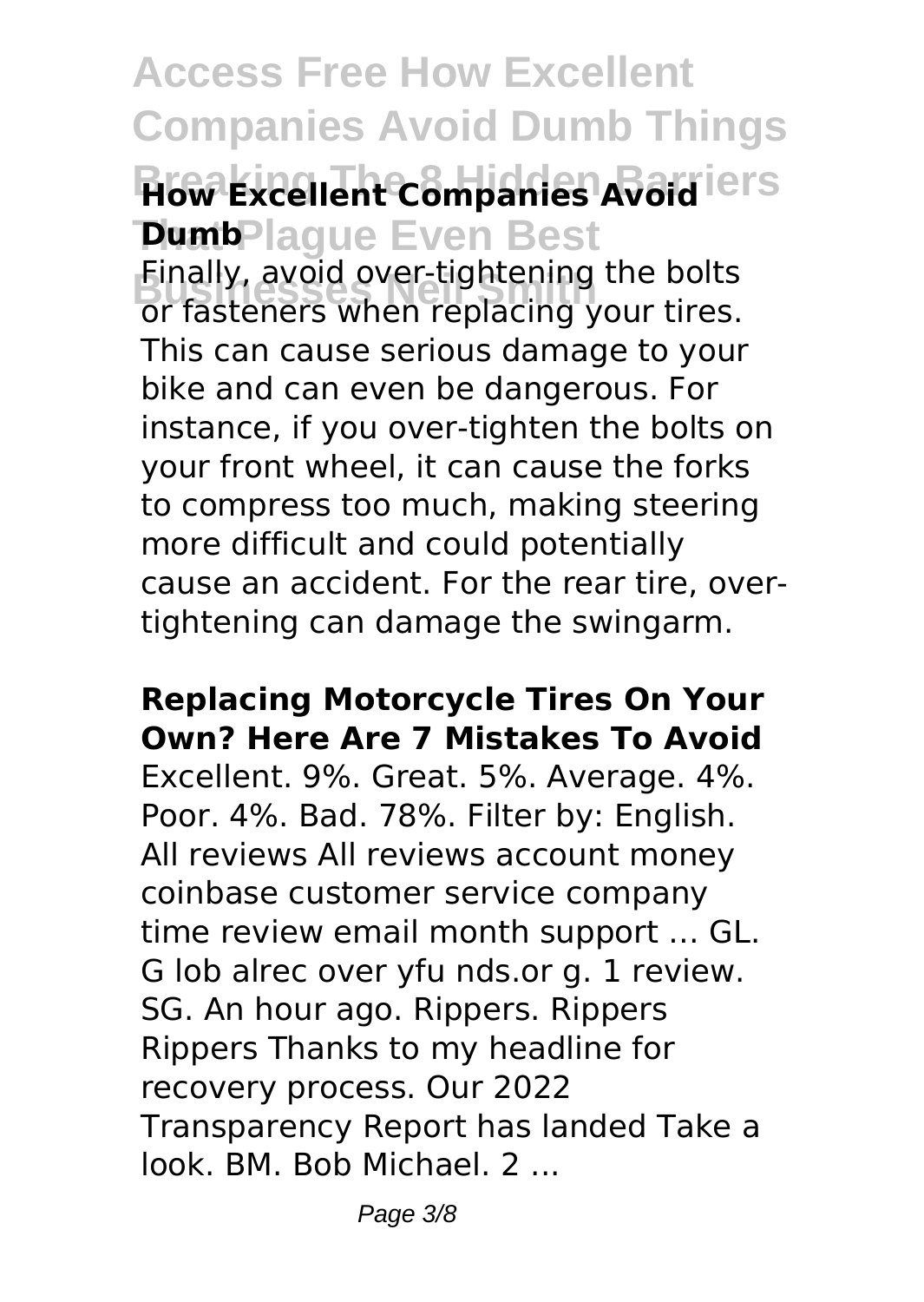**How Excellent Companies Avoid Dumb**

Finally, avoid over-tightening the bolts or fasteners when replacing your tires. This can cause serious damage to your bike and can even be dangerous. For instance, if you over-tighten the bolts on your front wheel, it can cause the forks to compress too much, making steering more difficult and could potentially cause an accident. For the rear tire, over-tightening can damage the swingarm.

**Replacing Motorcycle Tires On Your Own? Here Are 7 Mistakes To Avoid**

Excellent. 9%. Great. 5%. Average. 4%. Poor. 4%. Bad. 78%. Filter by: English. All reviews All reviews account money coinbase customer service company time review email month support … GL. G lob alrec over yfu nds.or g. 1 review. SG. An hour ago. Rippers. Rippers Rippers Thanks to my headline for recovery process. Our 2022 Transparency Report has landed Take a look. BM. Bob Michael. 2 ...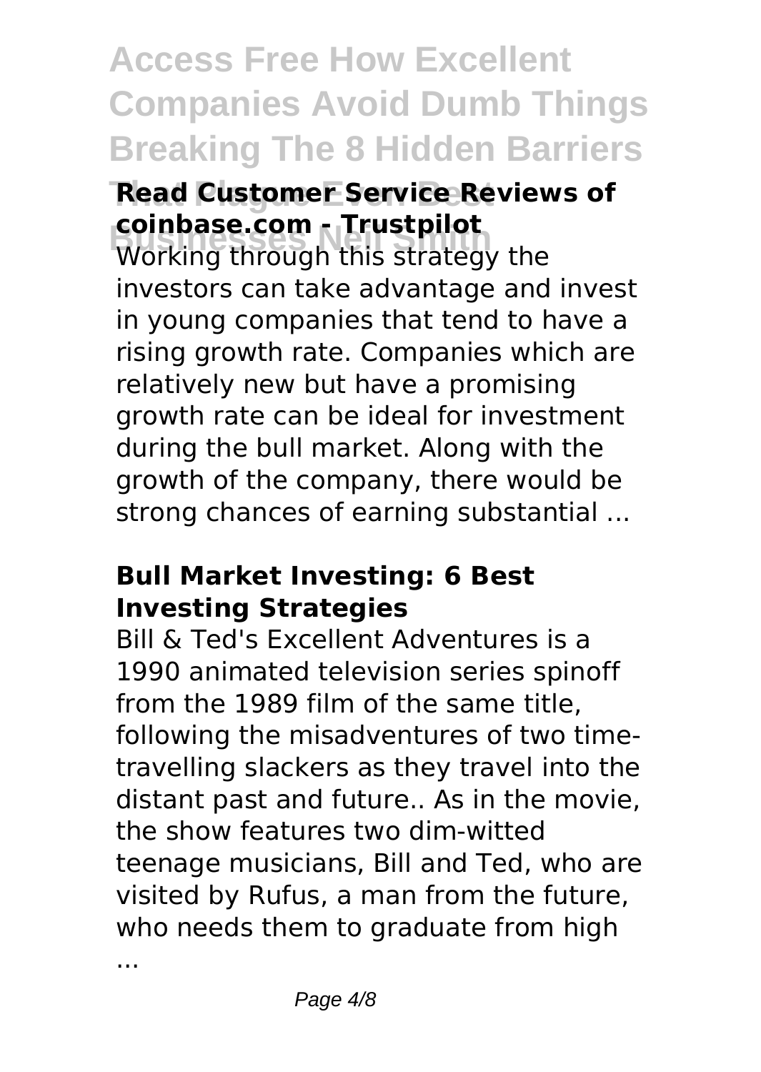## Read Customer Service Reviews of coinbase.com - Trustpilot

Working through this strategy the investors can take advantage and invest in young companies that tend to have a rising growth rate. Companies which are relatively new but have a promising growth rate can be ideal for investment during the bull market. Along with the growth of the company, there would be strong chances of earning substantial ...

## Bull Market Investing: 6 Best Investing Strategies

Bill & Ted's Excellent Adventures is a 1990 animated television series spinoff from the 1989 film of the same title, following the misadventures of two time-travelling slackers as they travel into the distant past and future.. As in the movie, the show features two dim-witted teenage musicians, Bill and Ted, who are visited by Rufus, a man from the future, who needs them to graduate from high ...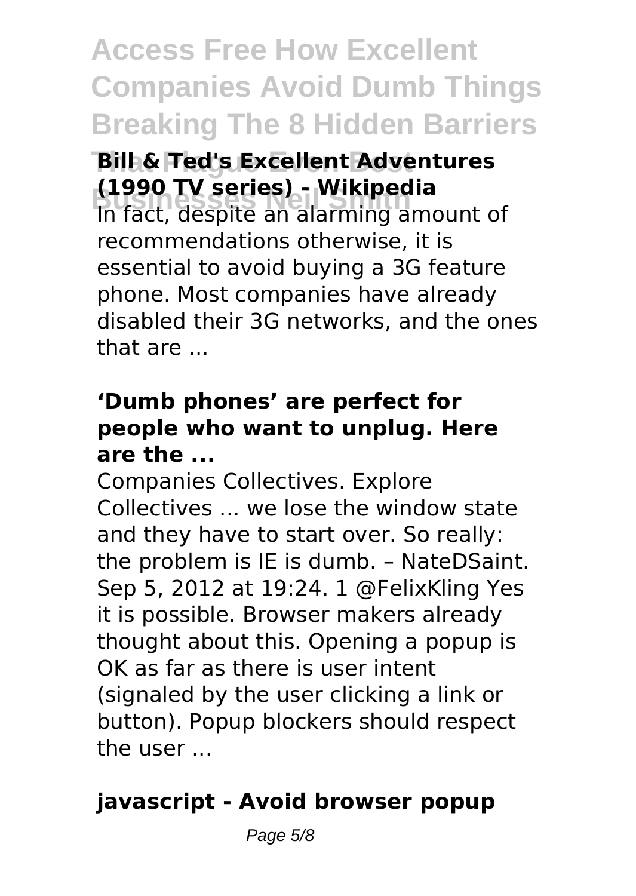**Bill & Ted's Excellent Adventures (1990 TV series) - Wikipedia**

In fact, despite an alarming amount of recommendations otherwise, it is essential to avoid buying a 3G feature phone. Most companies have already disabled their 3G networks, and the ones that are ...

**'Dumb phones' are perfect for people who want to unplug. Here are the ...**

Companies Collectives. Explore Collectives ... we lose the window state and they have to start over. So really: the problem is IE is dumb. – NateDSaint. Sep 5, 2012 at 19:24. 1 @FelixKling Yes it is possible. Browser makers already thought about this. Opening a popup is OK as far as there is user intent (signaled by the user clicking a link or button). Popup blockers should respect the user ...

**javascript - Avoid browser popup**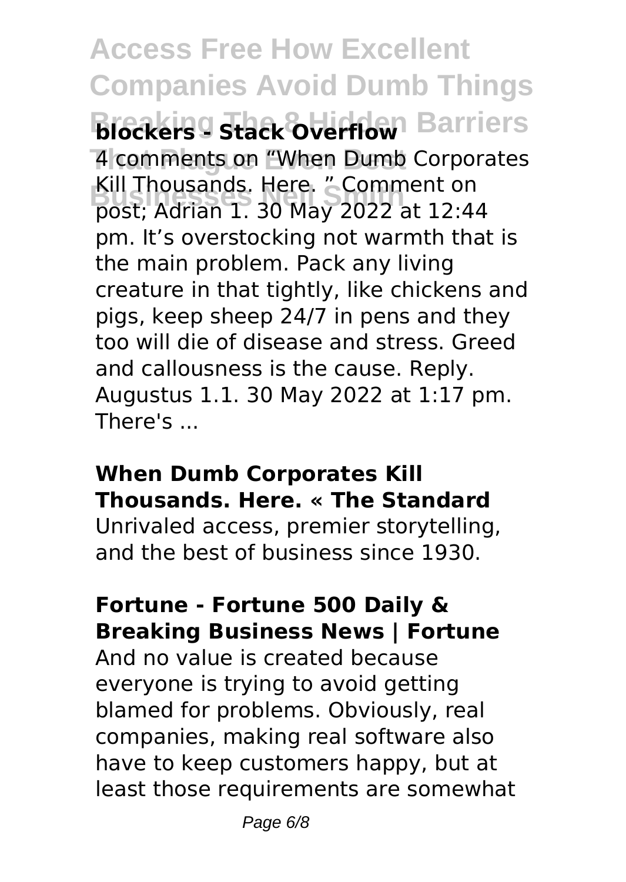**blockers - Stack Overflow**

4 comments on "When Dumb Corporates Kill Thousands. Here. " Comment on post; Adrian 1. 30 May 2022 at 12:44 pm. It's overstocking not warmth that is the main problem. Pack any living creature in that tightly, like chickens and pigs, keep sheep 24/7 in pens and they too will die of disease and stress. Greed and callousness is the cause. Reply. Augustus 1.1. 30 May 2022 at 1:17 pm. There's ...

**When Dumb Corporates Kill Thousands. Here. « The Standard**

Unrivaled access, premier storytelling, and the best of business since 1930.

**Fortune - Fortune 500 Daily & Breaking Business News | Fortune**

And no value is created because everyone is trying to avoid getting blamed for problems. Obviously, real companies, making real software also have to keep customers happy, but at least those requirements are somewhat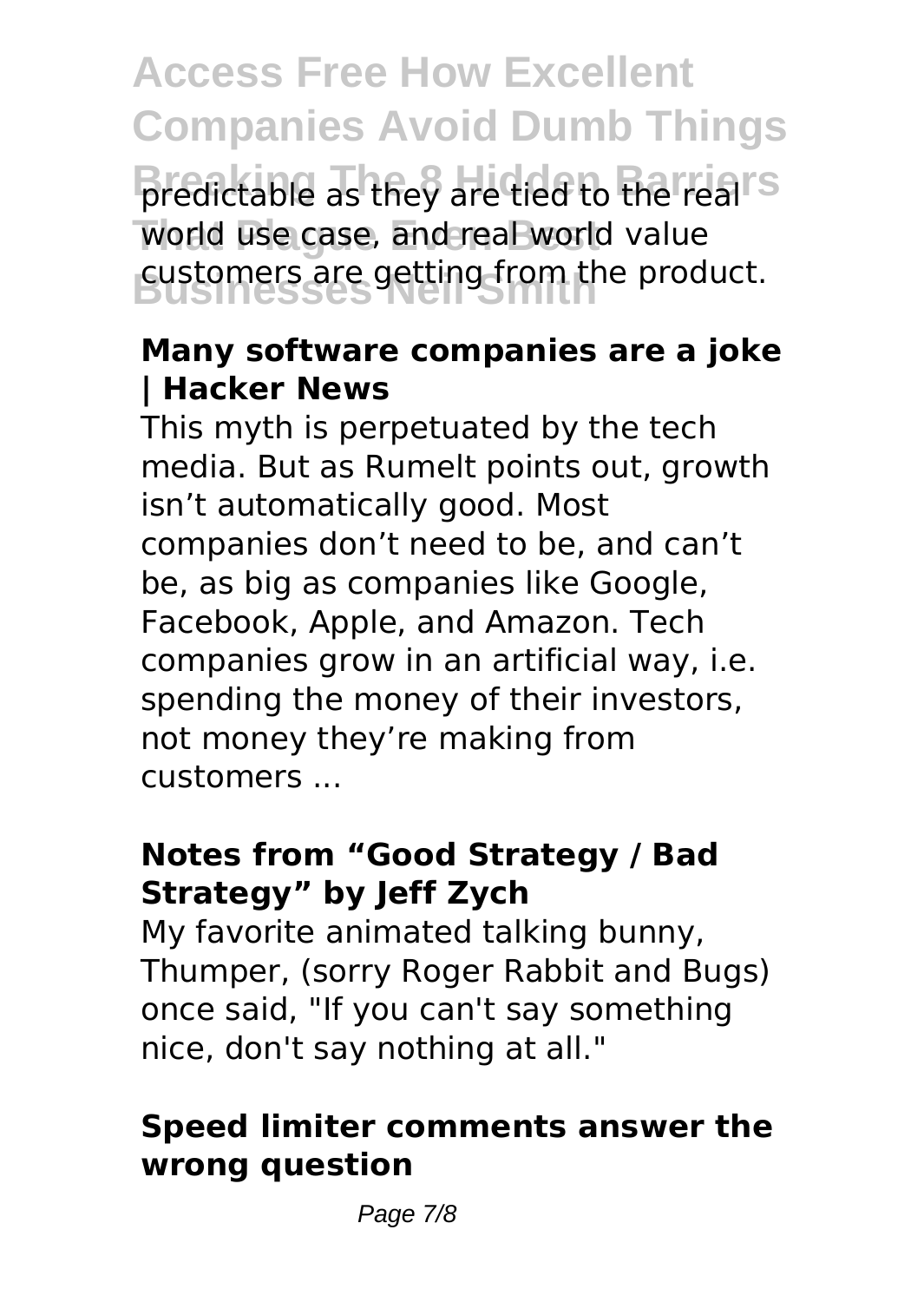predictable as they are tied to the real world use case, and real world value customers are getting from the product.

**Many software companies are a joke | Hacker News**

This myth is perpetuated by the tech media. But as Rumelt points out, growth isn't automatically good. Most companies don't need to be, and can't be, as big as companies like Google, Facebook, Apple, and Amazon. Tech companies grow in an artificial way, i.e. spending the money of their investors, not money they're making from customers ...

**Notes from "Good Strategy / Bad Strategy" by Jeff Zych**

My favorite animated talking bunny, Thumper, (sorry Roger Rabbit and Bugs) once said, "If you can't say something nice, don't say nothing at all."

**Speed limiter comments answer the wrong question**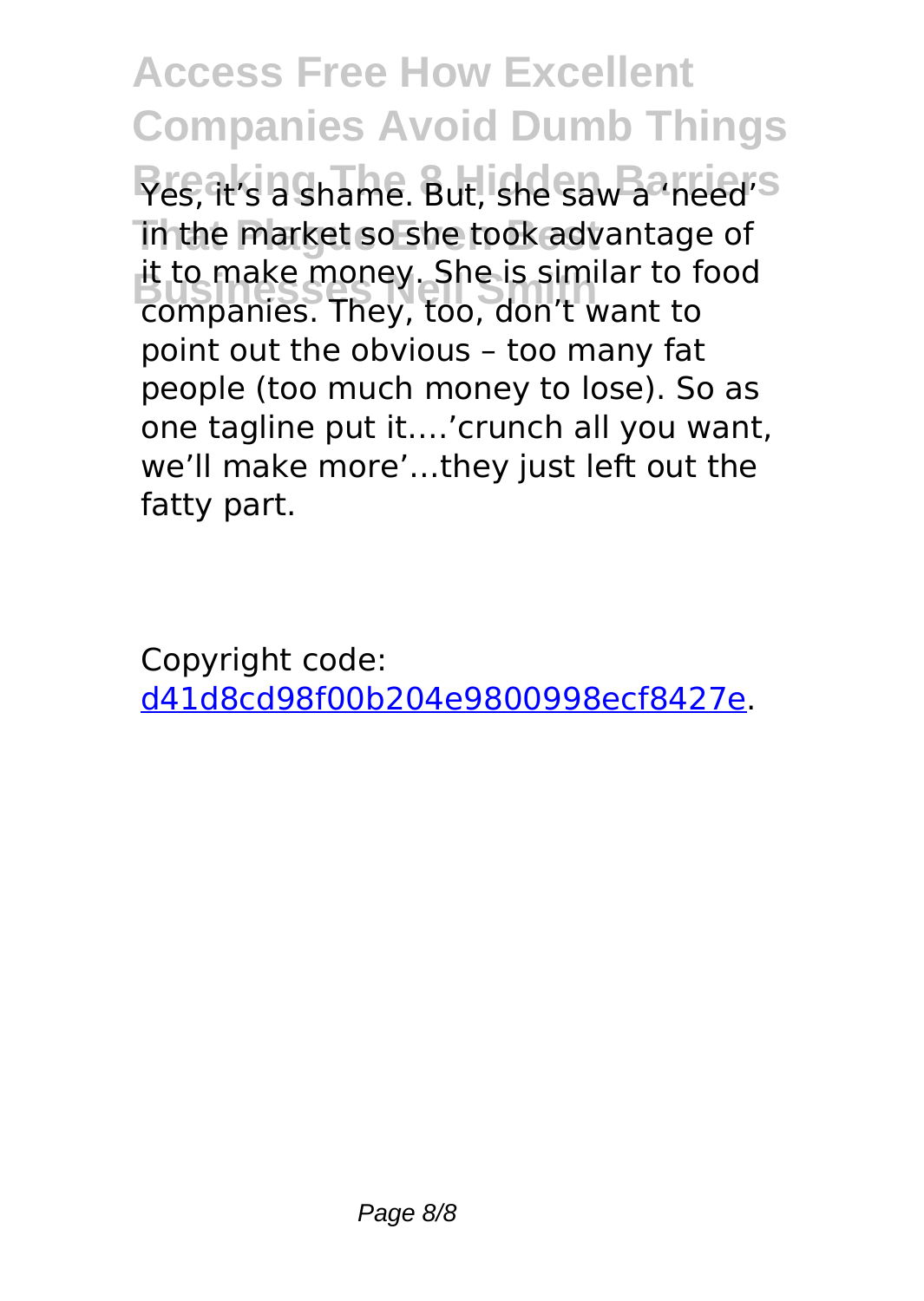Yes, it's a shame. But, she saw a 'need' in the market so she took advantage of it to make money. She is similar to food companies. They, too, don't want to point out the obvious – too many fat people (too much money to lose). So as one tagline put it….'crunch all you want, we'll make more'…they just left out the fatty part.

Copyright code: d41d8cd98f00b204e9800998ecf8427e.